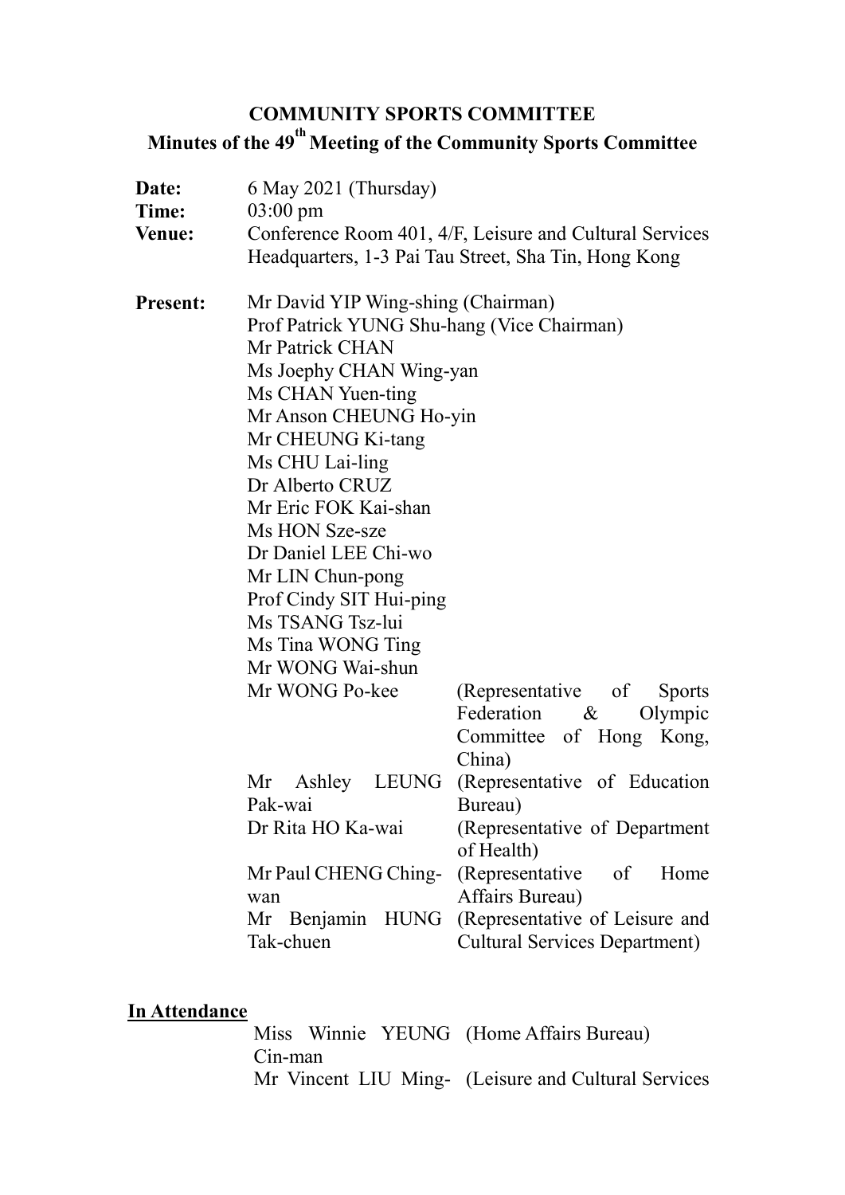# COMMUNITY SPORTS COMMITTEE

## Minutes of the 49th Meeting of the Community Sports Committee

**Date:** 6 May 2021 (Thursday)

**Time:** 03:00 pm

**Venue:** Conference Room 401, 4/F, Leisure and Cultural Services Headquarters, 1-3 Pai Tau Street, Sha Tin, Hong Kong

**Present:**

Mr David YIP Wing-shing (Chairman)
Prof Patrick YUNG Shu-hang (Vice Chairman)
Mr Patrick CHAN
Ms Joephy CHAN Wing-yan
Ms CHAN Yuen-ting
Mr Anson CHEUNG Ho-yin
Mr CHEUNG Ki-tang
Ms CHU Lai-ling
Dr Alberto CRUZ
Mr Eric FOK Kai-shan
Ms HON Sze-sze
Dr Daniel LEE Chi-wo
Mr LIN Chun-pong
Prof Cindy SIT Hui-ping
Ms TSANG Tsz-lui
Ms Tina WONG Ting
Mr WONG Wai-shun

| | |
|---|---|
| Mr WONG Po-kee | (Representative of Sports Federation & Olympic Committee of Hong Kong, China) |
| Mr Ashley LEUNG Pak-wai | (Representative of Education Bureau) |
| Dr Rita HO Ka-wai | (Representative of Department of Health) |
| Mr Paul CHENG Ching-wan | (Representative of Home Affairs Bureau) |
| Mr Benjamin HUNG Tak-chuen | (Representative of Leisure and Cultural Services Department) |

**<u>In Attendance</u>**

| | |
|---|---|
| Miss Winnie YEUNG Cin-man | (Home Affairs Bureau) |
| Mr Vincent LIU Ming- | (Leisure and Cultural Services |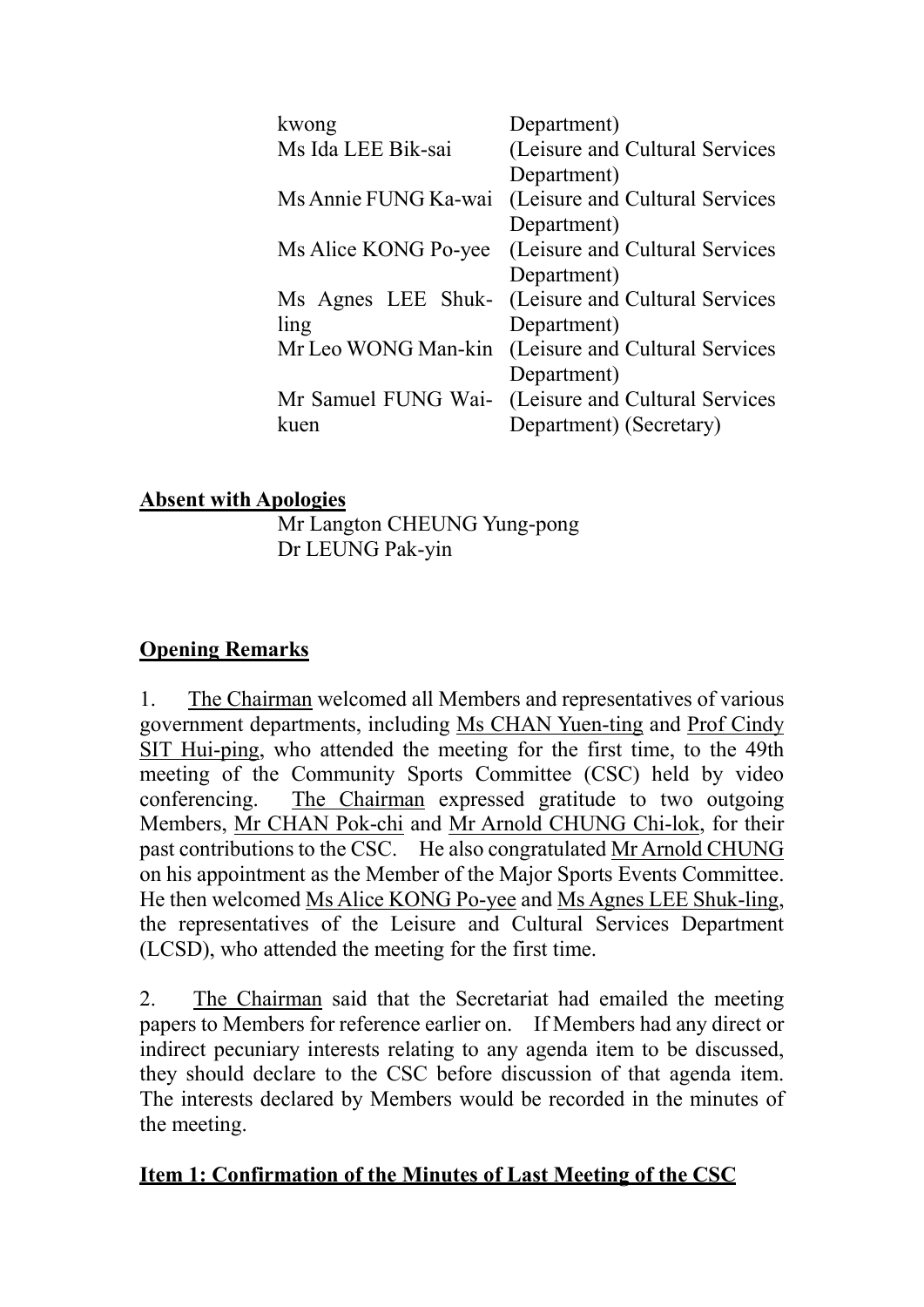| | |
|---|---|
| kwong | Department) |
| Ms Ida LEE Bik-sai | (Leisure and Cultural Services Department) |
| Ms Annie FUNG Ka-wai | (Leisure and Cultural Services Department) |
| Ms Alice KONG Po-yee | (Leisure and Cultural Services Department) |
| Ms Agnes LEE Shuk-ling | (Leisure and Cultural Services Department) |
| Mr Leo WONG Man-kin | (Leisure and Cultural Services Department) |
| Mr Samuel FUNG Wai-kuen | (Leisure and Cultural Services Department) (Secretary) |

**Absent with Apologies**

Mr Langton CHEUNG Yung-pong
Dr LEUNG Pak-yin

**Opening Remarks**

1. The Chairman welcomed all Members and representatives of various government departments, including Ms CHAN Yuen-ting and Prof Cindy SIT Hui-ping, who attended the meeting for the first time, to the 49th meeting of the Community Sports Committee (CSC) held by video conferencing. The Chairman expressed gratitude to two outgoing Members, Mr CHAN Pok-chi and Mr Arnold CHUNG Chi-lok, for their past contributions to the CSC. He also congratulated Mr Arnold CHUNG on his appointment as the Member of the Major Sports Events Committee. He then welcomed Ms Alice KONG Po-yee and Ms Agnes LEE Shuk-ling, the representatives of the Leisure and Cultural Services Department (LCSD), who attended the meeting for the first time.

2. The Chairman said that the Secretariat had emailed the meeting papers to Members for reference earlier on. If Members had any direct or indirect pecuniary interests relating to any agenda item to be discussed, they should declare to the CSC before discussion of that agenda item. The interests declared by Members would be recorded in the minutes of the meeting.

**Item 1: Confirmation of the Minutes of Last Meeting of the CSC**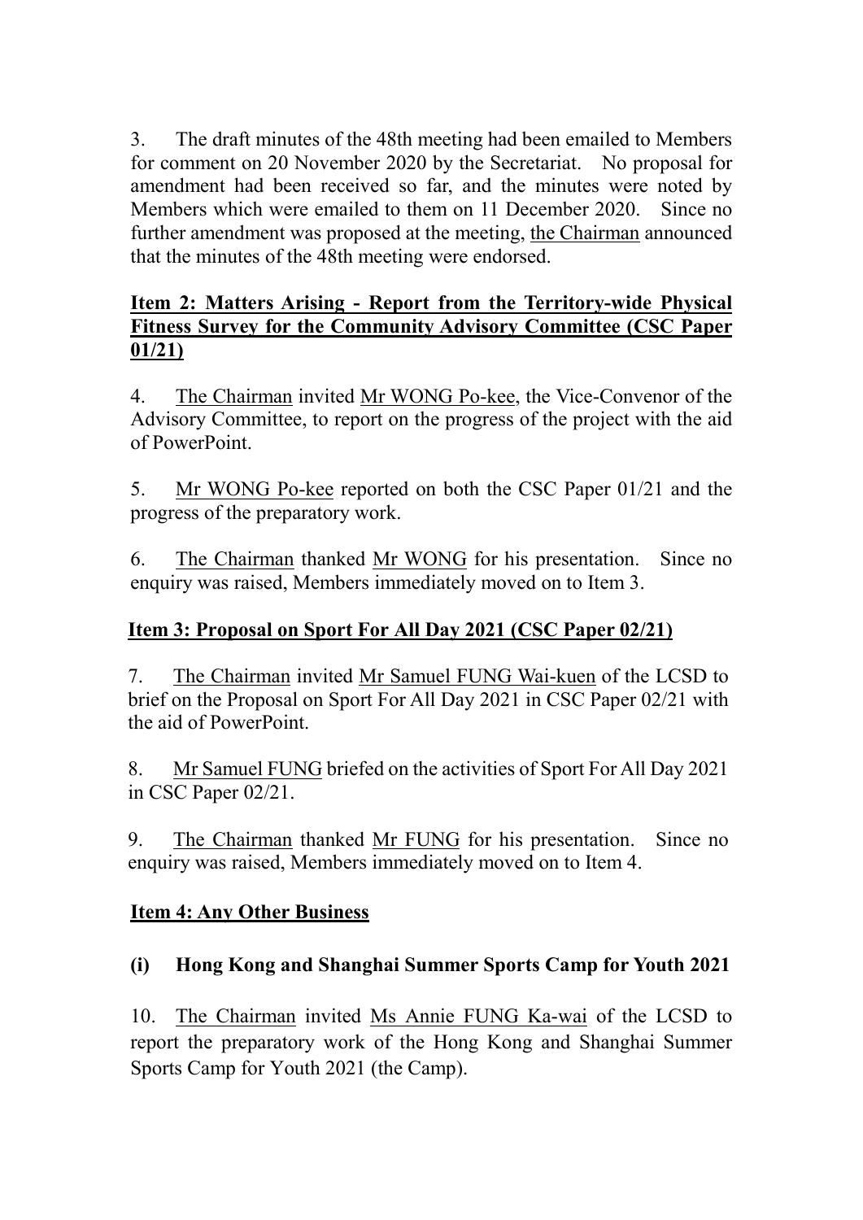3. The draft minutes of the 48th meeting had been emailed to Members for comment on 20 November 2020 by the Secretariat. No proposal for amendment had been received so far, and the minutes were noted by Members which were emailed to them on 11 December 2020. Since no further amendment was proposed at the meeting, the Chairman announced that the minutes of the 48th meeting were endorsed.

**Item 2: Matters Arising - Report from the Territory-wide Physical Fitness Survey for the Community Advisory Committee (CSC Paper 01/21)**

4. The Chairman invited Mr WONG Po-kee, the Vice-Convenor of the Advisory Committee, to report on the progress of the project with the aid of PowerPoint.

5. Mr WONG Po-kee reported on both the CSC Paper 01/21 and the progress of the preparatory work.

6. The Chairman thanked Mr WONG for his presentation. Since no enquiry was raised, Members immediately moved on to Item 3.

**Item 3: Proposal on Sport For All Day 2021 (CSC Paper 02/21)**

7. The Chairman invited Mr Samuel FUNG Wai-kuen of the LCSD to brief on the Proposal on Sport For All Day 2021 in CSC Paper 02/21 with the aid of PowerPoint.

8. Mr Samuel FUNG briefed on the activities of Sport For All Day 2021 in CSC Paper 02/21.

9. The Chairman thanked Mr FUNG for his presentation. Since no enquiry was raised, Members immediately moved on to Item 4.

**Item 4: Any Other Business**

**(i) Hong Kong and Shanghai Summer Sports Camp for Youth 2021**

10. The Chairman invited Ms Annie FUNG Ka-wai of the LCSD to report the preparatory work of the Hong Kong and Shanghai Summer Sports Camp for Youth 2021 (the Camp).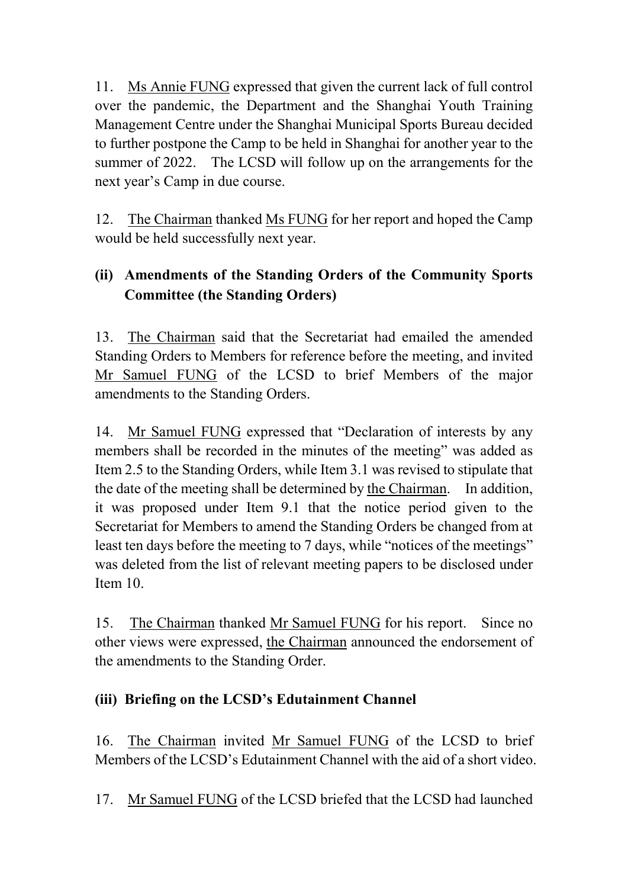11. Ms Annie FUNG expressed that given the current lack of full control over the pandemic, the Department and the Shanghai Youth Training Management Centre under the Shanghai Municipal Sports Bureau decided to further postpone the Camp to be held in Shanghai for another year to the summer of 2022. The LCSD will follow up on the arrangements for the next year's Camp in due course.

12. The Chairman thanked Ms FUNG for her report and hoped the Camp would be held successfully next year.

### (ii) Amendments of the Standing Orders of the Community Sports Committee (the Standing Orders)

13. The Chairman said that the Secretariat had emailed the amended Standing Orders to Members for reference before the meeting, and invited Mr Samuel FUNG of the LCSD to brief Members of the major amendments to the Standing Orders.

14. Mr Samuel FUNG expressed that "Declaration of interests by any members shall be recorded in the minutes of the meeting" was added as Item 2.5 to the Standing Orders, while Item 3.1 was revised to stipulate that the date of the meeting shall be determined by the Chairman. In addition, it was proposed under Item 9.1 that the notice period given to the Secretariat for Members to amend the Standing Orders be changed from at least ten days before the meeting to 7 days, while "notices of the meetings" was deleted from the list of relevant meeting papers to be disclosed under Item 10.

15. The Chairman thanked Mr Samuel FUNG for his report. Since no other views were expressed, the Chairman announced the endorsement of the amendments to the Standing Order.

### (iii) Briefing on the LCSD's Edutainment Channel

16. The Chairman invited Mr Samuel FUNG of the LCSD to brief Members of the LCSD's Edutainment Channel with the aid of a short video.

17. Mr Samuel FUNG of the LCSD briefed that the LCSD had launched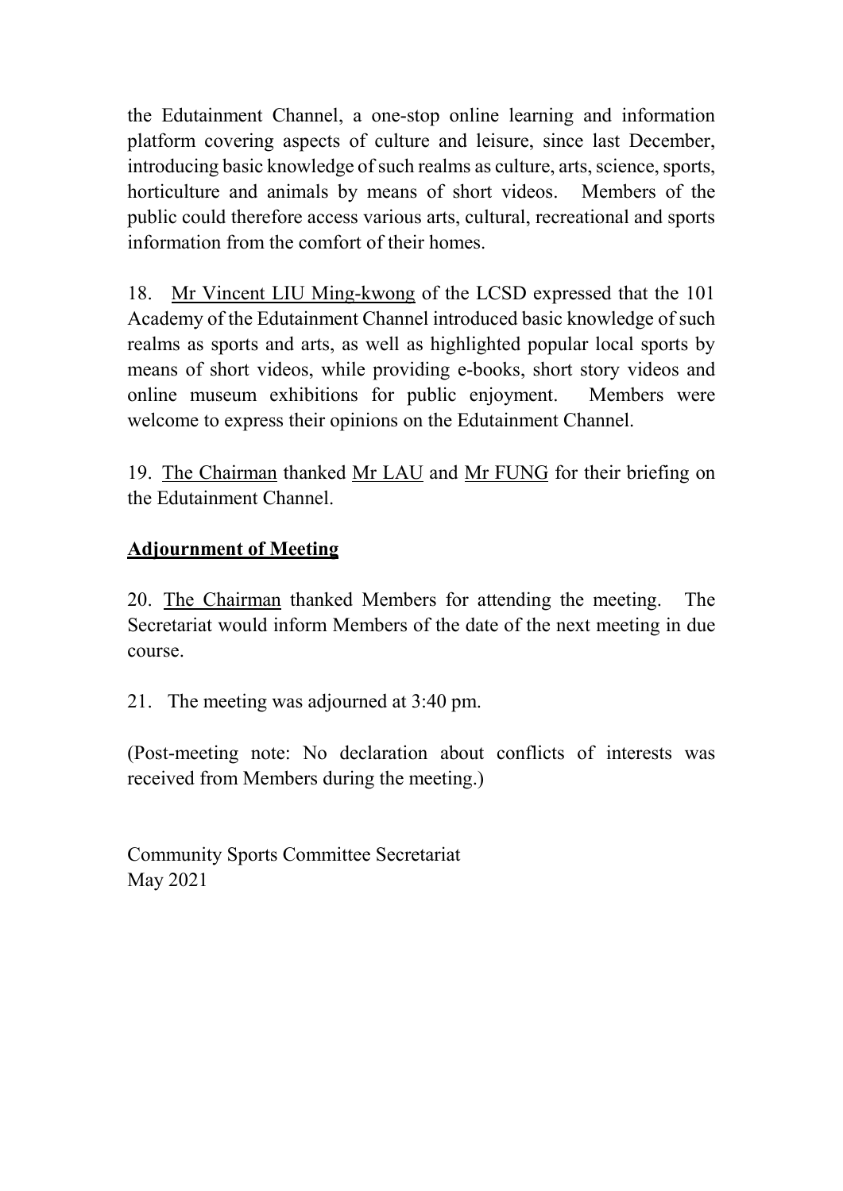the Edutainment Channel, a one-stop online learning and information platform covering aspects of culture and leisure, since last December, introducing basic knowledge of such realms as culture, arts, science, sports, horticulture and animals by means of short videos. Members of the public could therefore access various arts, cultural, recreational and sports information from the comfort of their homes.

18. Mr Vincent LIU Ming-kwong of the LCSD expressed that the 101 Academy of the Edutainment Channel introduced basic knowledge of such realms as sports and arts, as well as highlighted popular local sports by means of short videos, while providing e-books, short story videos and online museum exhibitions for public enjoyment. Members were welcome to express their opinions on the Edutainment Channel.

19. The Chairman thanked Mr LAU and Mr FUNG for their briefing on the Edutainment Channel.

**Adjournment of Meeting**

20. The Chairman thanked Members for attending the meeting. The Secretariat would inform Members of the date of the next meeting in due course.

21. The meeting was adjourned at 3:40 pm.

(Post-meeting note: No declaration about conflicts of interests was received from Members during the meeting.)

Community Sports Committee Secretariat
May 2021